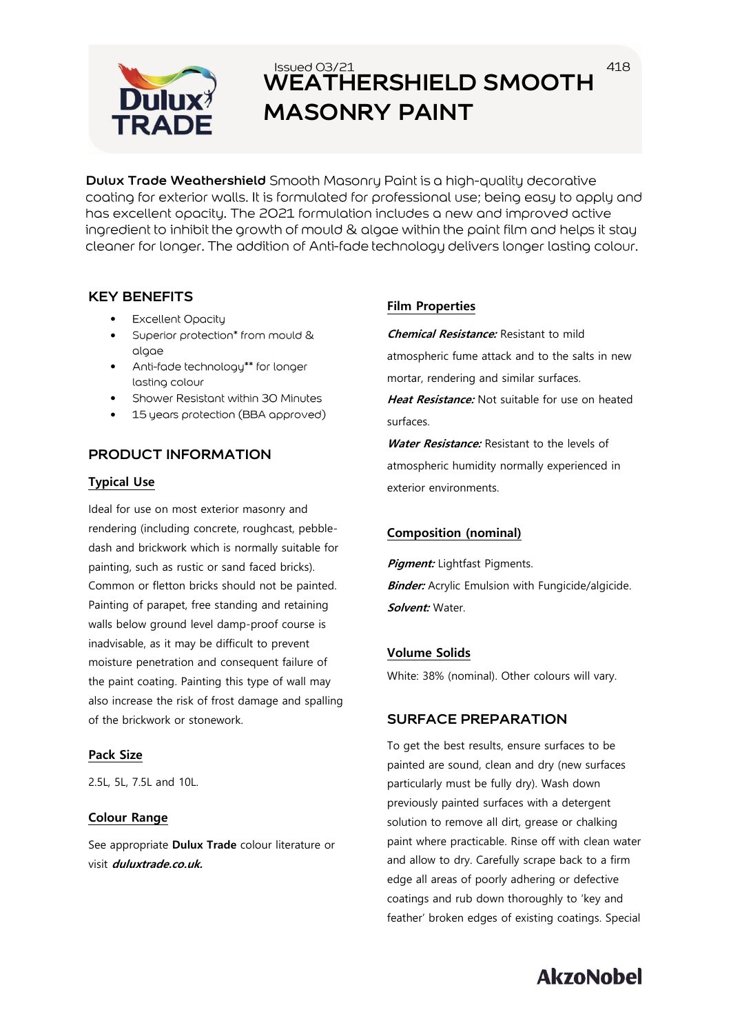Issued 03/21

# WEATHERSHIELD SMOOTH MASONRY PAINT

**Dulux Trade Weathershield** Smooth Masonry Paint is a high-quality decorative coating for exterior walls. It is formulated for professional use; being easy to apply and has excellent opacity. The 2021 formulation includes a new and improved active ingredient to inhibit the growth of mould & algae within the paint film and helps it stay cleaner for longer. The addition of Anti-fade technology delivers longer lasting colour.

## KEY BENEFITS

- Excellent Opacity
- Superior protection* from mould & algae
- Anti-fade technology** for longer lasting colour
- Shower Resistant within 30 Minutes
- 15 years protection (BBA approved)

## PRODUCT INFORMATION

### Typical Use

Ideal for use on most exterior masonry and rendering (including concrete, roughcast, pebble-dash and brickwork which is normally suitable for painting, such as rustic or sand faced bricks). Common or fletton bricks should not be painted. Painting of parapet, free standing and retaining walls below ground level damp-proof course is inadvisable, as it may be difficult to prevent moisture penetration and consequent failure of the paint coating. Painting this type of wall may also increase the risk of frost damage and spalling of the brickwork or stonework.

### Pack Size

2.5L, 5L, 7.5L and 10L.

### Colour Range

See appropriate **Dulux Trade** colour literature or visit ***duluxtrade.co.uk.***

### Film Properties

***Chemical Resistance:*** Resistant to mild atmospheric fume attack and to the salts in new mortar, rendering and similar surfaces.

***Heat Resistance:*** Not suitable for use on heated surfaces.

***Water Resistance:*** Resistant to the levels of atmospheric humidity normally experienced in exterior environments.

### Composition (nominal)

***Pigment:*** Lightfast Pigments.

***Binder:*** Acrylic Emulsion with Fungicide/algicide.

***Solvent:*** Water.

### Volume Solids

White: 38% (nominal). Other colours will vary.

## SURFACE PREPARATION

To get the best results, ensure surfaces to be painted are sound, clean and dry (new surfaces particularly must be fully dry). Wash down previously painted surfaces with a detergent solution to remove all dirt, grease or chalking paint where practicable. Rinse off with clean water and allow to dry. Carefully scrape back to a firm edge all areas of poorly adhering or defective coatings and rub down thoroughly to 'key and feather' broken edges of existing coatings. Special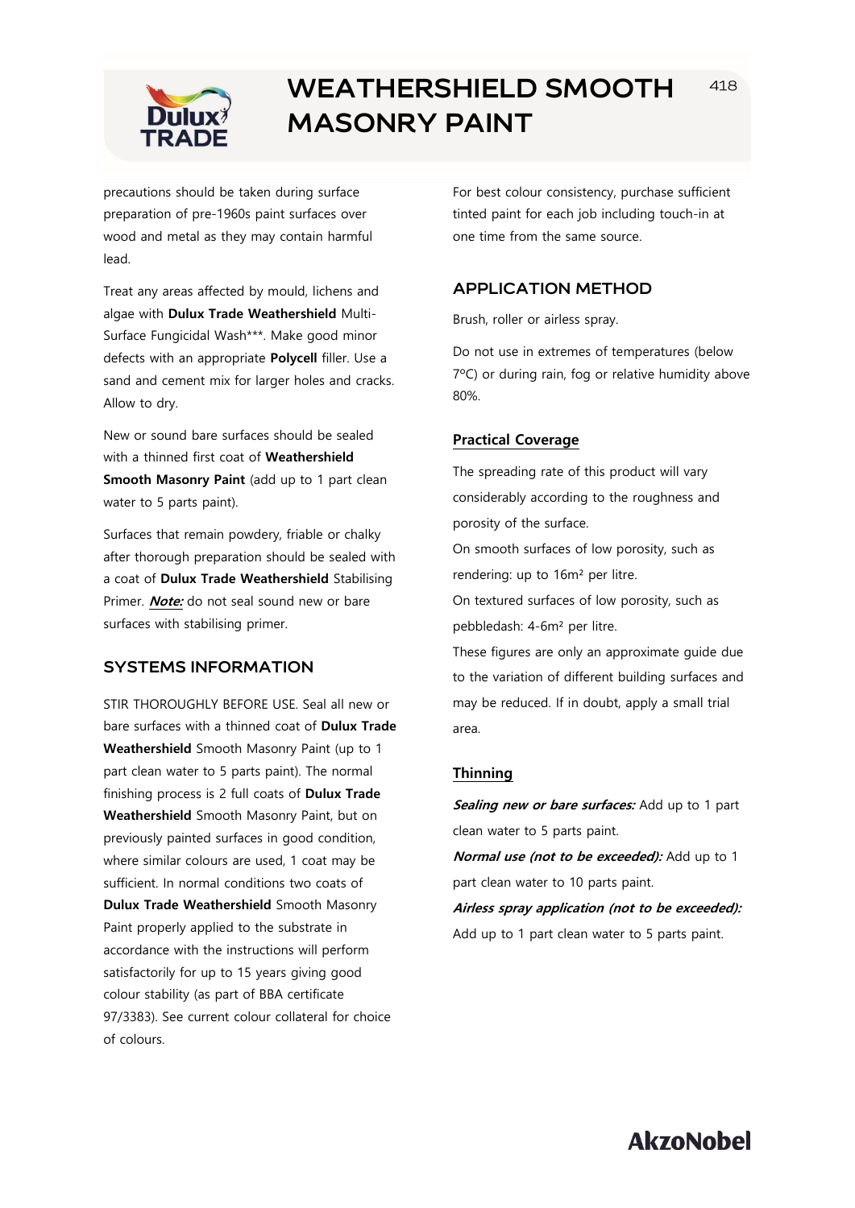precautions should be taken during surface preparation of pre-1960s paint surfaces over wood and metal as they may contain harmful lead.

Treat any areas affected by mould, lichens and algae with **Dulux Trade Weathershield** Multi-Surface Fungicidal Wash***. Make good minor defects with an appropriate **Polycell** filler. Use a sand and cement mix for larger holes and cracks. Allow to dry.

New or sound bare surfaces should be sealed with a thinned first coat of **Weathershield Smooth Masonry Paint** (add up to 1 part clean water to 5 parts paint).

Surfaces that remain powdery, friable or chalky after thorough preparation should be sealed with a coat of **Dulux Trade Weathershield** Stabilising Primer. ***Note:*** do not seal sound new or bare surfaces with stabilising primer.

## SYSTEMS INFORMATION

STIR THOROUGHLY BEFORE USE. Seal all new or bare surfaces with a thinned coat of **Dulux Trade Weathershield** Smooth Masonry Paint (up to 1 part clean water to 5 parts paint). The normal finishing process is 2 full coats of **Dulux Trade Weathershield** Smooth Masonry Paint, but on previously painted surfaces in good condition, where similar colours are used, 1 coat may be sufficient. In normal conditions two coats of **Dulux Trade Weathershield** Smooth Masonry Paint properly applied to the substrate in accordance with the instructions will perform satisfactorily for up to 15 years giving good colour stability (as part of BBA certificate 97/3383). See current colour collateral for choice of colours.

For best colour consistency, purchase sufficient tinted paint for each job including touch-in at one time from the same source.

## APPLICATION METHOD

Brush, roller or airless spray.

Do not use in extremes of temperatures (below 7ºC) or during rain, fog or relative humidity above 80%.

### Practical Coverage

The spreading rate of this product will vary considerably according to the roughness and porosity of the surface.

On smooth surfaces of low porosity, such as rendering: up to 16m² per litre.

On textured surfaces of low porosity, such as pebbledash: 4-6m² per litre.

These figures are only an approximate guide due to the variation of different building surfaces and may be reduced. If in doubt, apply a small trial area.

### Thinning

***Sealing new or bare surfaces:*** Add up to 1 part clean water to 5 parts paint.

***Normal use (not to be exceeded):*** Add up to 1 part clean water to 10 parts paint.

***Airless spray application (not to be exceeded):*** Add up to 1 part clean water to 5 parts paint.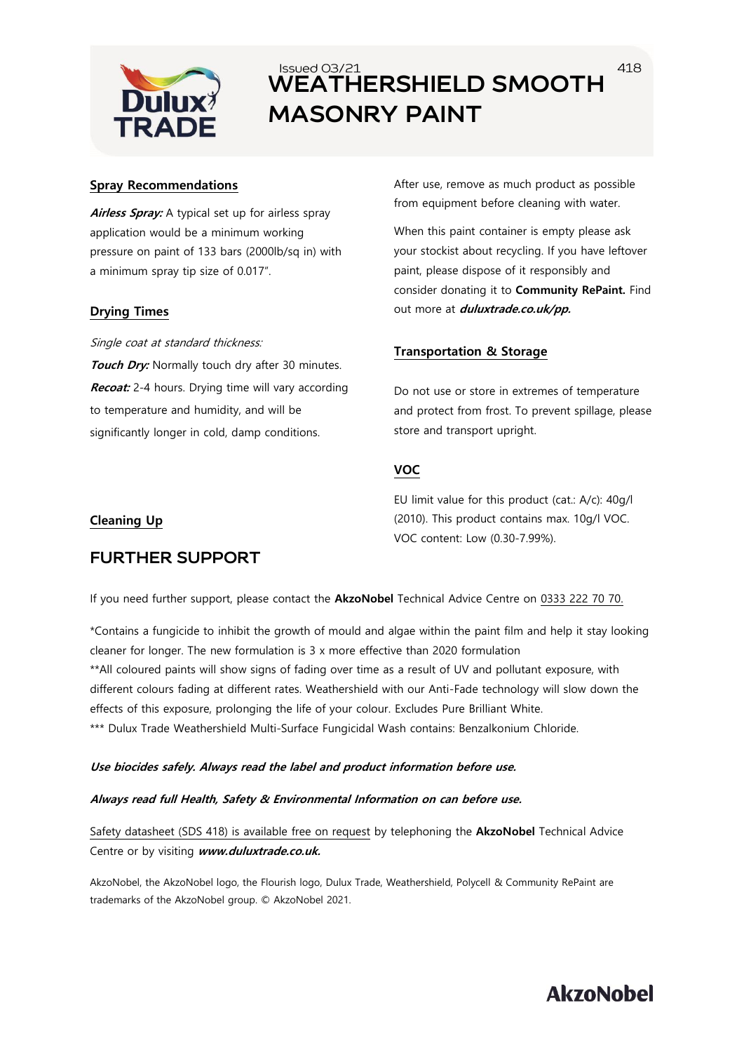## Spray Recommendations

***Airless Spray:*** A typical set up for airless spray application would be a minimum working pressure on paint of 133 bars (2000lb/sq in) with a minimum spray tip size of 0.017".

## Drying Times

*Single coat at standard thickness:*

***Touch Dry:*** Normally touch dry after 30 minutes.

***Recoat:*** 2-4 hours. Drying time will vary according to temperature and humidity, and will be significantly longer in cold, damp conditions.

## Cleaning Up

After use, remove as much product as possible from equipment before cleaning with water.

When this paint container is empty please ask your stockist about recycling. If you have leftover paint, please dispose of it responsibly and consider donating it to **Community RePaint.** Find out more at ***duluxtrade.co.uk/pp.***

## Transportation & Storage

Do not use or store in extremes of temperature and protect from frost. To prevent spillage, please store and transport upright.

## VOC

EU limit value for this product (cat.: A/c): 40g/l (2010). This product contains max. 10g/l VOC. VOC content: Low (0.30-7.99%).

# FURTHER SUPPORT

If you need further support, please contact the **AkzoNobel** Technical Advice Centre on 0333 222 70 70.

*Contains a fungicide to inhibit the growth of mould and algae within the paint film and help it stay looking cleaner for longer. The new formulation is 3 x more effective than 2020 formulation
**All coloured paints will show signs of fading over time as a result of UV and pollutant exposure, with different colours fading at different rates. Weathershield with our Anti-Fade technology will slow down the effects of this exposure, prolonging the life of your colour. Excludes Pure Brilliant White.
*** Dulux Trade Weathershield Multi-Surface Fungicidal Wash contains: Benzalkonium Chloride.

***Use biocides safely. Always read the label and product information before use.***

***Always read full Health, Safety & Environmental Information on can before use.***

Safety datasheet (SDS 418) is available free on request by telephoning the **AkzoNobel** Technical Advice Centre or by visiting ***www.duluxtrade.co.uk.***

AkzoNobel, the AkzoNobel logo, the Flourish logo, Dulux Trade, Weathershield, Polycell & Community RePaint are trademarks of the AkzoNobel group. © AkzoNobel 2021.